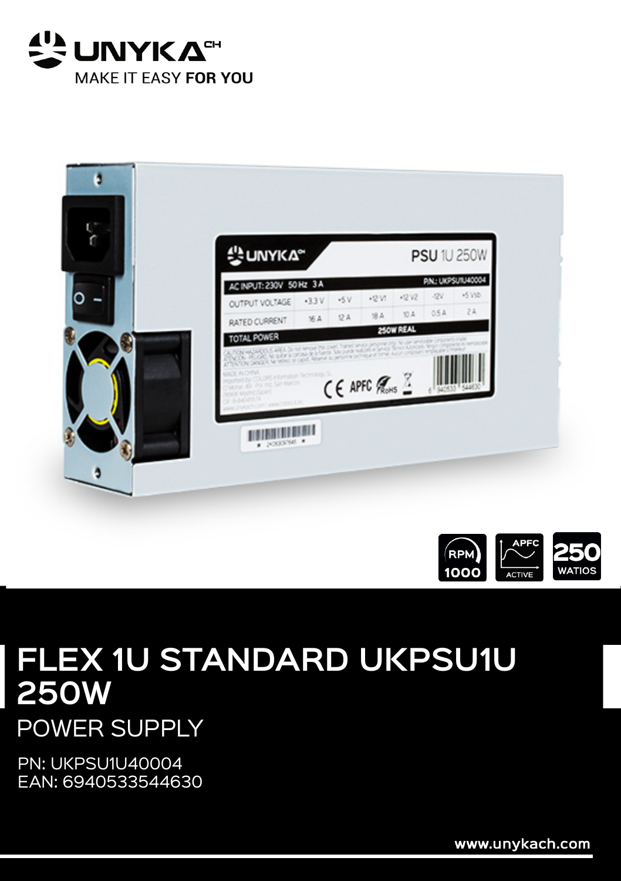UNYKA CH

MAKE IT EASY **FOR YOU**

RPM 1000

APFC ACTIVE

250 WATIOS

# FLEX 1U STANDARD UKPSU1U 250W

## POWER SUPPLY

PN: UKPSU1U40004
EAN: 6940533544630

www.unykach.com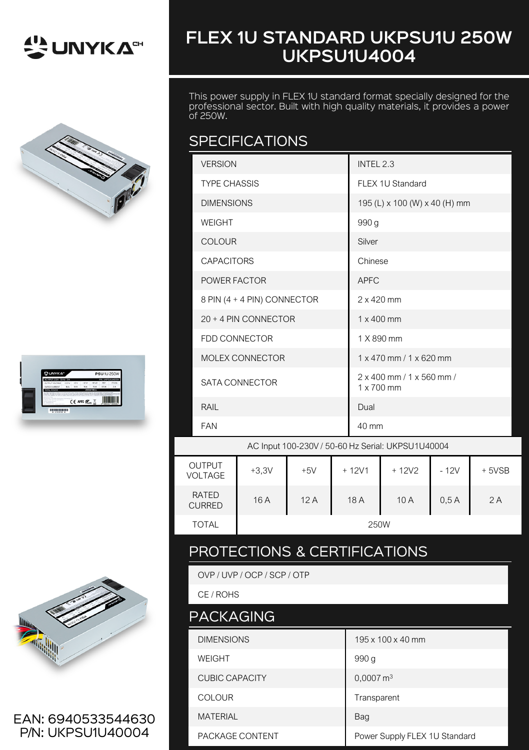# FLEX 1U STANDARD UKPSU1U 250W UKPSU1U4004

This power supply in FLEX 1U standard format specially designed for the professional sector. Built with high quality materials, it provides a power of 250W.

## SPECIFICATIONS

| | |
|---|---|
| VERSION | INTEL 2.3 |
| TYPE CHASSIS | FLEX 1U Standard |
| DIMENSIONS | 195 (L) x 100 (W) x 40 (H) mm |
| WEIGHT | 990 g |
| COLOUR | Silver |
| CAPACITORS | Chinese |
| POWER FACTOR | APFC |
| 8 PIN (4 + 4 PIN) CONNECTOR | 2 x 420 mm |
| 20 + 4 PIN CONNECTOR | 1 x 400 mm |
| FDD CONNECTOR | 1 X 890 mm |
| MOLEX CONNECTOR | 1 x 470 mm / 1 x 620 mm |
| SATA CONNECTOR | 2 x 400 mm / 1 x 560 mm / 1 x 700 mm |
| RAIL | Dual |
| FAN | 40 mm |

| AC Input 100-230V / 50-60 Hz Serial: UKPSU1U40004 | | | | | | |
|---|---|---|---|---|---|---|
| OUTPUT VOLTAGE | +3,3V | +5V | + 12V1 | + 12V2 | - 12V | + 5VSB |
| RATED CURRED | 16 A | 12 A | 18 A | 10 A | 0,5 A | 2 A |
| TOTAL | 250W | | | | | |

## PROTECTIONS & CERTIFICATIONS

| |
|---|
| OVP / UVP / OCP / SCP / OTP |
| CE / ROHS |

## PACKAGING

| | |
|---|---|
| DIMENSIONS | 195 x 100 x 40 mm |
| WEIGHT | 990 g |
| CUBIC CAPACITY | 0,0007 $m^3$ |
| COLOUR | Transparent |
| MATERIAL | Bag |
| PACKAGE CONTENT | Power Supply FLEX 1U Standard |

EAN: 6940533544630
P/N: UKPSU1U40004